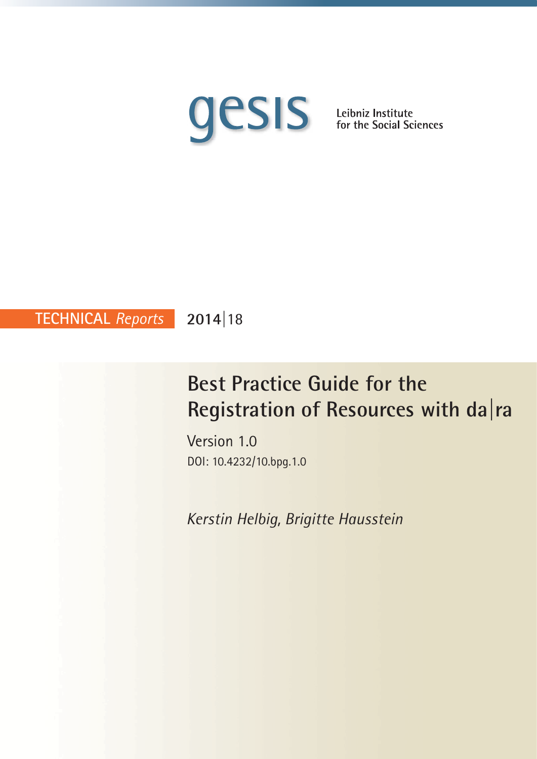gesis

Leibniz Institute for the Social Sciences

TECHNICAL *Reports* 2014|18

# Best Practice Guide for the Registration of Resources with da|ra

Version 1.0

DOI: 10.4232/10.bpg.1.0

*Kerstin Helbig, Brigitte Hausstein*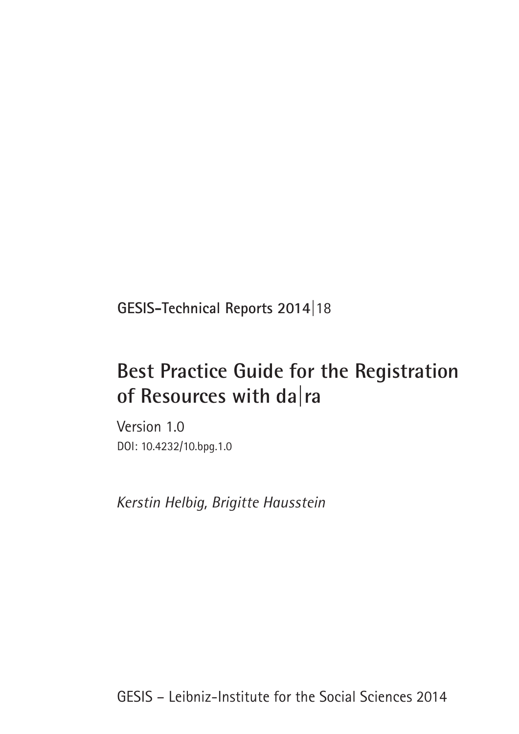**GESIS-Technical Reports 2014|18**

# Best Practice Guide for the Registration of Resources with da|ra

Version 1.0

DOI: 10.4232/10.bpg.1.0

*Kerstin Helbig, Brigitte Hausstein*

GESIS – Leibniz-Institute for the Social Sciences 2014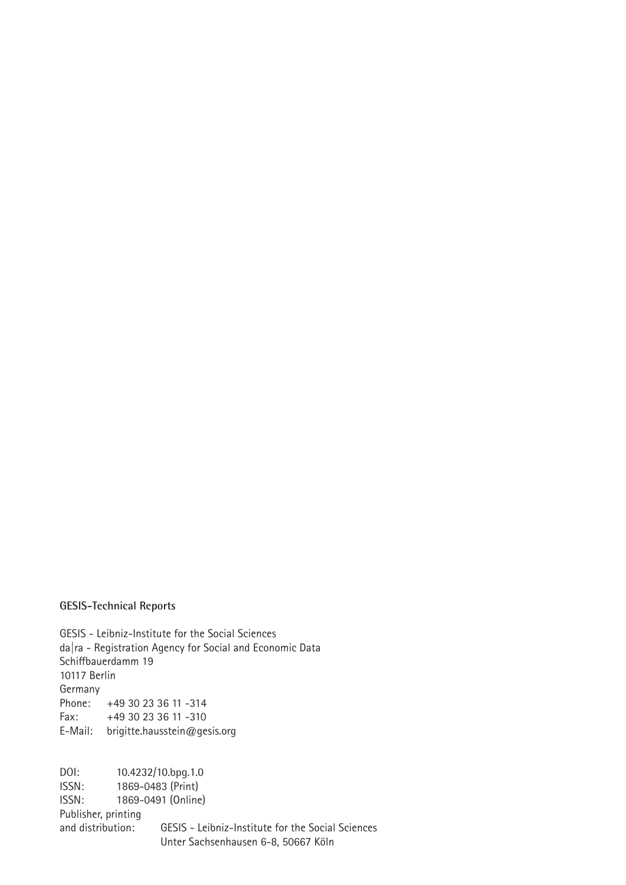**GESIS-Technical Reports**

GESIS - Leibniz-Institute for the Social Sciences
da|ra - Registration Agency for Social and Economic Data
Schiffbauerdamm 19
10117 Berlin
Germany
Phone: +49 30 23 36 11 -314
Fax: +49 30 23 36 11 -310
E-Mail: brigitte.hausstein@gesis.org

DOI: 10.4232/10.bpg.1.0
ISSN: 1869-0483 (Print)
ISSN: 1869-0491 (Online)
Publisher, printing
and distribution: GESIS - Leibniz-Institute for the Social Sciences
Unter Sachsenhausen 6-8, 50667 Köln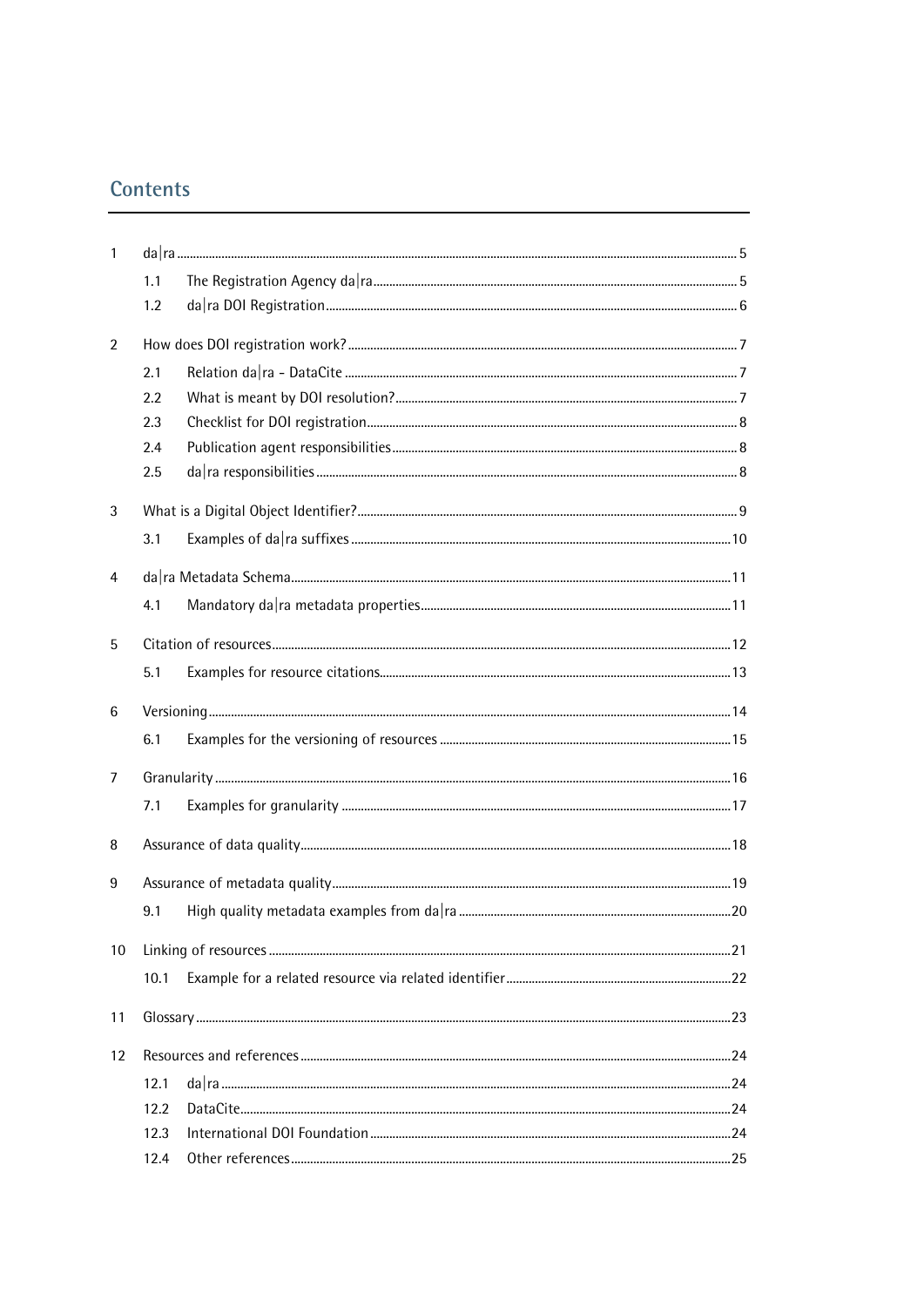## Contents

1 da|ra ..... 5
 1.1 The Registration Agency da|ra ..... 5
 1.2 da|ra DOI Registration ..... 6

2 How does DOI registration work? ..... 7
 2.1 Relation da|ra - DataCite ..... 7
 2.2 What is meant by DOI resolution? ..... 7
 2.3 Checklist for DOI registration ..... 8
 2.4 Publication agent responsibilities ..... 8
 2.5 da|ra responsibilities ..... 8

3 What is a Digital Object Identifier? ..... 9
 3.1 Examples of da|ra suffixes ..... 10

4 da|ra Metadata Schema ..... 11
 4.1 Mandatory da|ra metadata properties ..... 11

5 Citation of resources ..... 12
 5.1 Examples for resource citations ..... 13

6 Versioning ..... 14
 6.1 Examples for the versioning of resources ..... 15

7 Granularity ..... 16
 7.1 Examples for granularity ..... 17

8 Assurance of data quality ..... 18

9 Assurance of metadata quality ..... 19
 9.1 High quality metadata examples from da|ra ..... 20

10 Linking of resources ..... 21
 10.1 Example for a related resource via related identifier ..... 22

11 Glossary ..... 23

12 Resources and references ..... 24
 12.1 da|ra ..... 24
 12.2 DataCite ..... 24
 12.3 International DOI Foundation ..... 24
 12.4 Other references ..... 25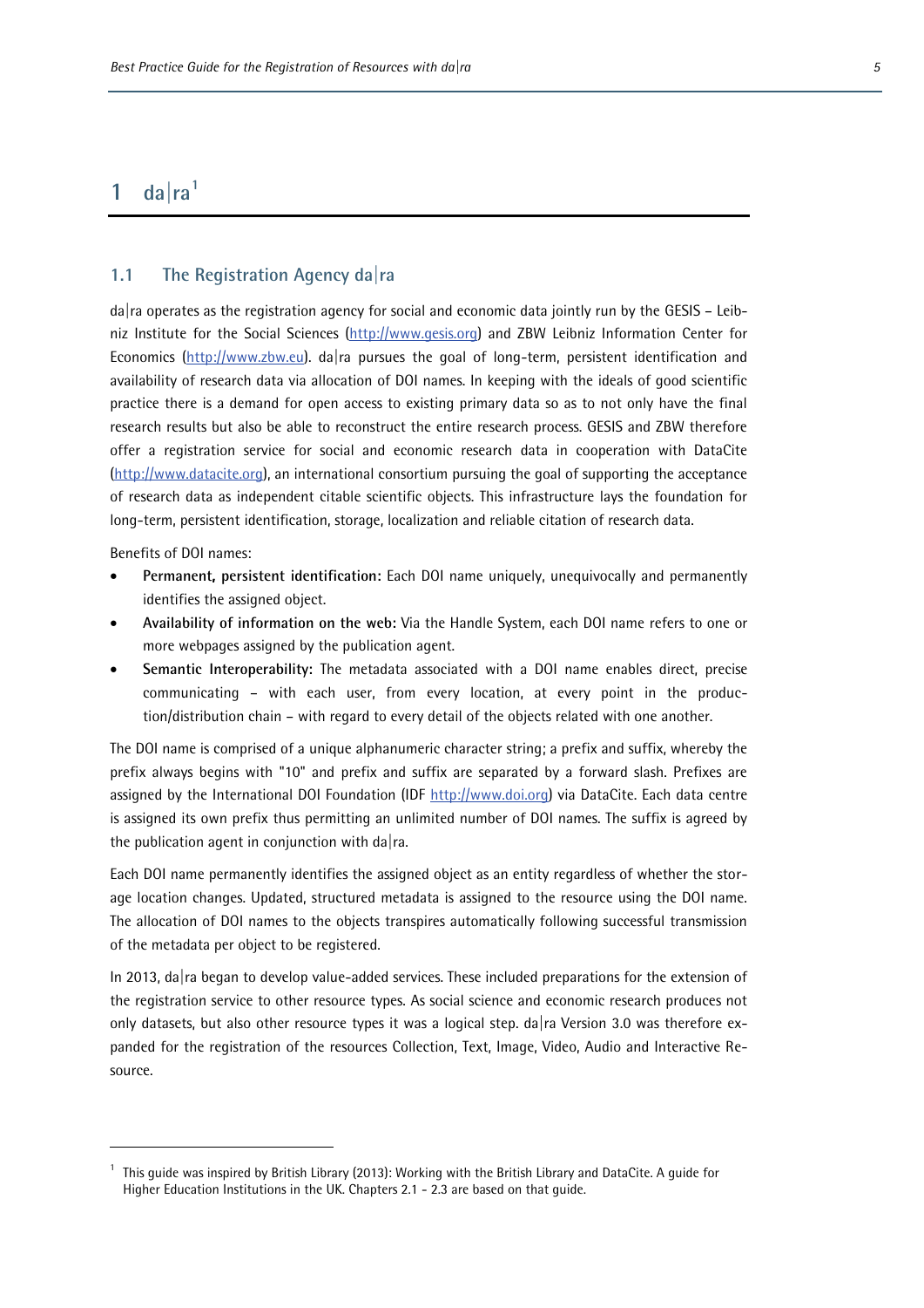# 1 da|ra[1]

## 1.1 The Registration Agency da|ra

da|ra operates as the registration agency for social and economic data jointly run by the GESIS – Leibniz Institute for the Social Sciences (http://www.gesis.org) and ZBW Leibniz Information Center for Economics (http://www.zbw.eu). da|ra pursues the goal of long-term, persistent identification and availability of research data via allocation of DOI names. In keeping with the ideals of good scientific practice there is a demand for open access to existing primary data so as to not only have the final research results but also be able to reconstruct the entire research process. GESIS and ZBW therefore offer a registration service for social and economic research data in cooperation with DataCite (http://www.datacite.org), an international consortium pursuing the goal of supporting the acceptance of research data as independent citable scientific objects. This infrastructure lays the foundation for long-term, persistent identification, storage, localization and reliable citation of research data.

Benefits of DOI names:

- **Permanent, persistent identification:** Each DOI name uniquely, unequivocally and permanently identifies the assigned object.
- **Availability of information on the web:** Via the Handle System, each DOI name refers to one or more webpages assigned by the publication agent.
- **Semantic Interoperability:** The metadata associated with a DOI name enables direct, precise communicating – with each user, from every location, at every point in the production/distribution chain – with regard to every detail of the objects related with one another.

The DOI name is comprised of a unique alphanumeric character string; a prefix and suffix, whereby the prefix always begins with "10" and prefix and suffix are separated by a forward slash. Prefixes are assigned by the International DOI Foundation (IDF http://www.doi.org) via DataCite. Each data centre is assigned its own prefix thus permitting an unlimited number of DOI names. The suffix is agreed by the publication agent in conjunction with da|ra.

Each DOI name permanently identifies the assigned object as an entity regardless of whether the storage location changes. Updated, structured metadata is assigned to the resource using the DOI name. The allocation of DOI names to the objects transpires automatically following successful transmission of the metadata per object to be registered.

In 2013, da|ra began to develop value-added services. These included preparations for the extension of the registration service to other resource types. As social science and economic research produces not only datasets, but also other resource types it was a logical step. da|ra Version 3.0 was therefore expanded for the registration of the resources Collection, Text, Image, Video, Audio and Interactive Resource.

---

[1] This guide was inspired by British Library (2013): Working with the British Library and DataCite. A guide for Higher Education Institutions in the UK. Chapters 2.1 - 2.3 are based on that guide.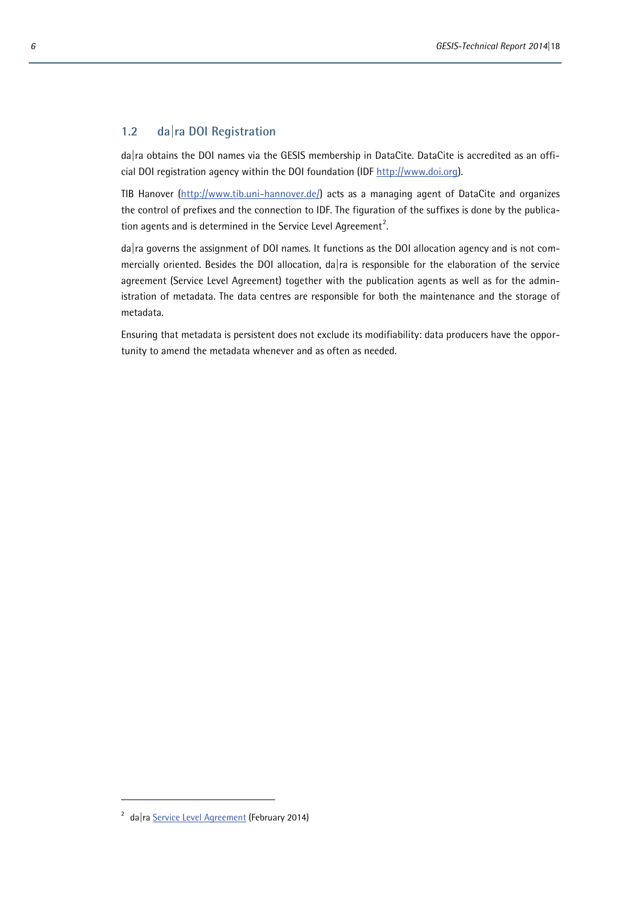## 1.2 da|ra DOI Registration

da|ra obtains the DOI names via the GESIS membership in DataCite. DataCite is accredited as an official DOI registration agency within the DOI foundation (IDF http://www.doi.org).

TIB Hanover (http://www.tib.uni-hannover.de/) acts as a managing agent of DataCite and organizes the control of prefixes and the connection to IDF. The figuration of the suffixes is done by the publication agents and is determined in the Service Level Agreement[2].

da|ra governs the assignment of DOI names. It functions as the DOI allocation agency and is not commercially oriented. Besides the DOI allocation, da|ra is responsible for the elaboration of the service agreement (Service Level Agreement) together with the publication agents as well as for the administration of metadata. The data centres are responsible for both the maintenance and the storage of metadata.

Ensuring that metadata is persistent does not exclude its modifiability: data producers have the opportunity to amend the metadata whenever and as often as needed.

---

[2] da|ra Service Level Agreement (February 2014)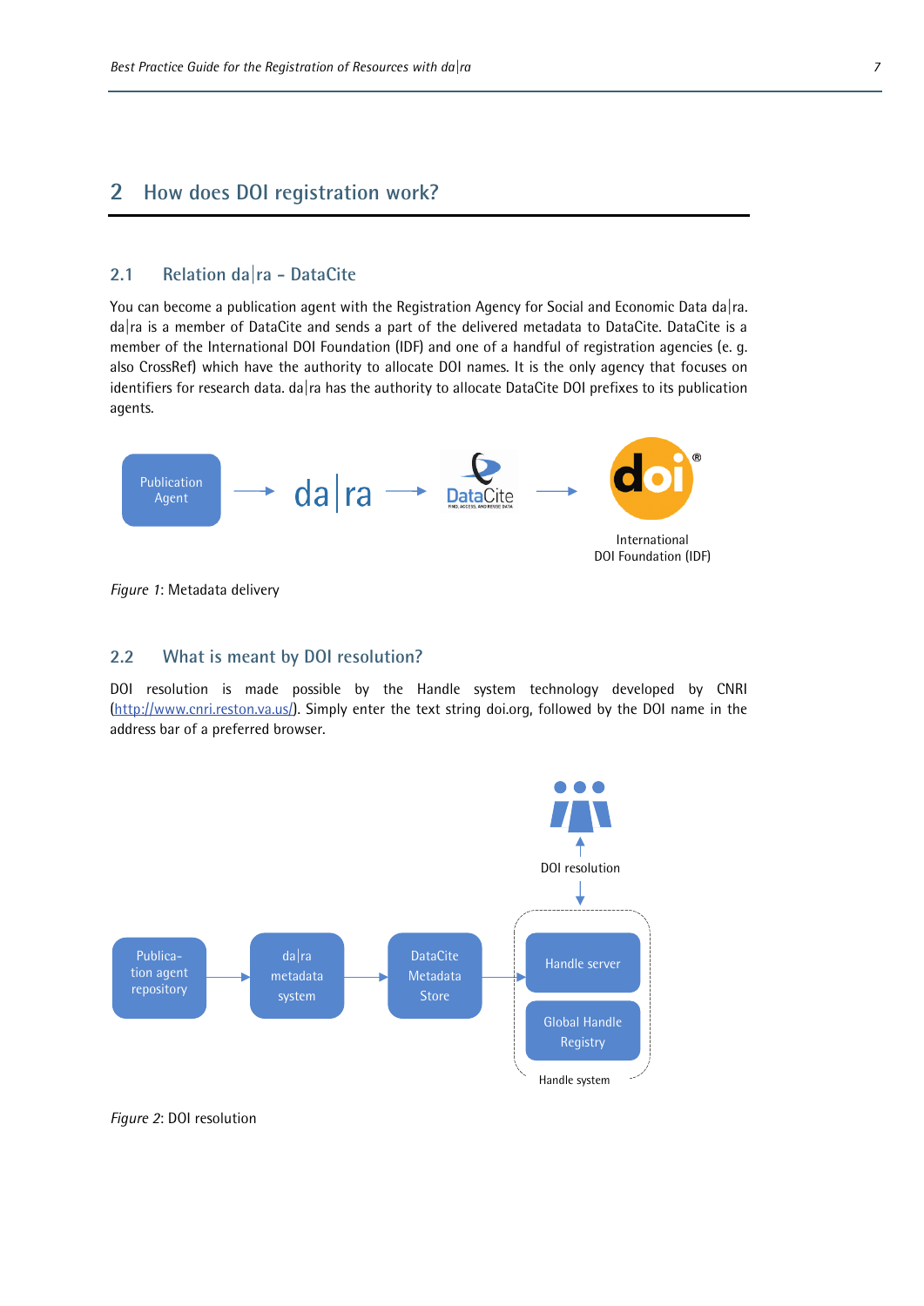## 2 How does DOI registration work?

### 2.1 Relation da|ra – DataCite

You can become a publication agent with the Registration Agency for Social and Economic Data da|ra. da|ra is a member of DataCite and sends a part of the delivered metadata to DataCite. DataCite is a member of the International DOI Foundation (IDF) and one of a handful of registration agencies (e. g. also CrossRef) which have the authority to allocate DOI names. It is the only agency that focuses on identifiers for research data. da|ra has the authority to allocate DataCite DOI prefixes to its publication agents.

Publication Agent → da|ra → DataCite → International DOI Foundation (IDF)

*Figure 1*: Metadata delivery

### 2.2 What is meant by DOI resolution?

DOI resolution is made possible by the Handle system technology developed by CNRI (http://www.cnri.reston.va.us/). Simply enter the text string doi.org, followed by the DOI name in the address bar of a preferred browser.

Publication agent repository → da|ra metadata system → DataCite Metadata Store → Handle system (Handle server, Global Handle Registry) ↔ DOI resolution

*Figure 2*: DOI resolution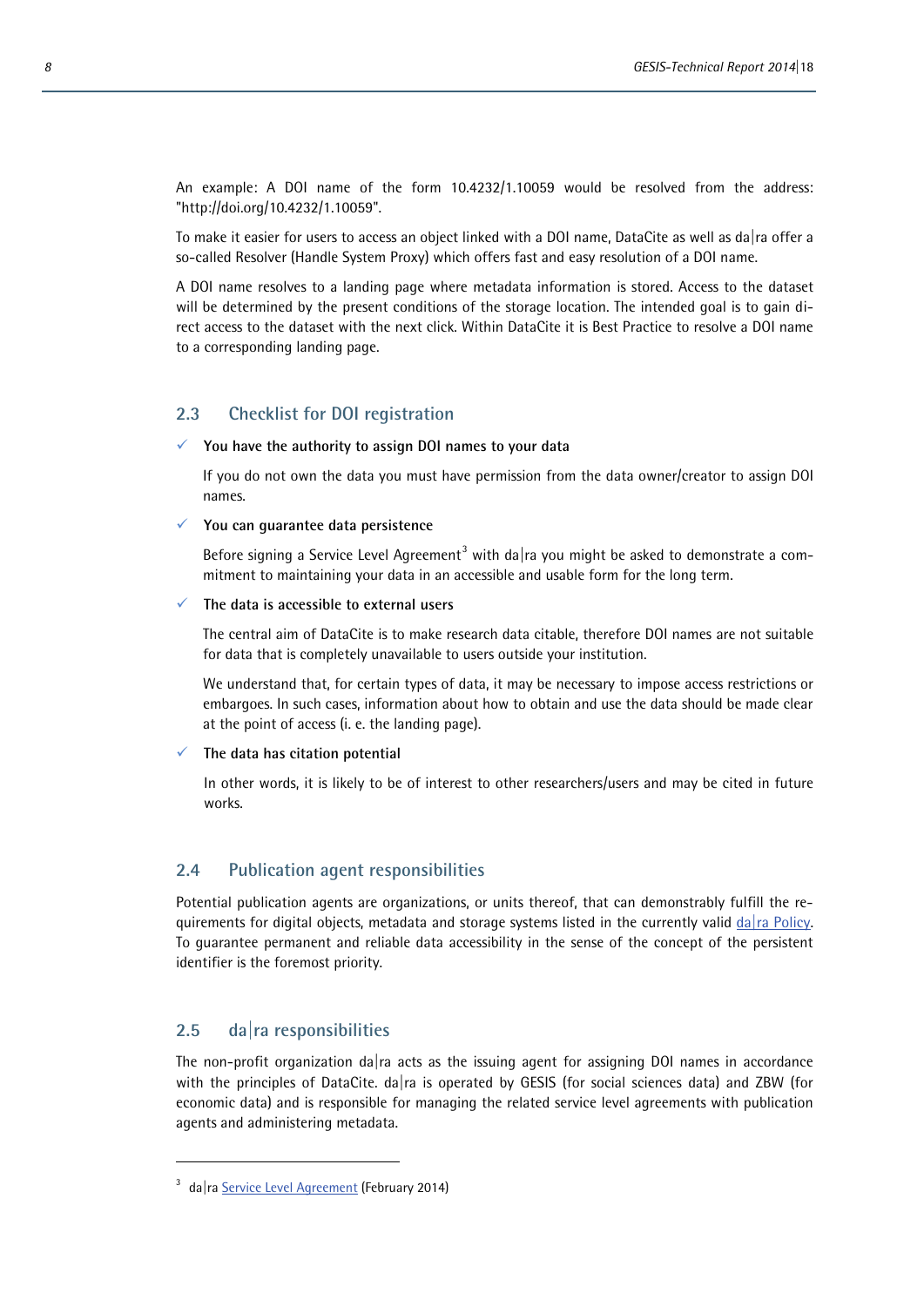An example: A DOI name of the form 10.4232/1.10059 would be resolved from the address: "http://doi.org/10.4232/1.10059".

To make it easier for users to access an object linked with a DOI name, DataCite as well as da|ra offer a so-called Resolver (Handle System Proxy) which offers fast and easy resolution of a DOI name.

A DOI name resolves to a landing page where metadata information is stored. Access to the dataset will be determined by the present conditions of the storage location. The intended goal is to gain direct access to the dataset with the next click. Within DataCite it is Best Practice to resolve a DOI name to a corresponding landing page.

## 2.3 Checklist for DOI registration

- ✓ **You have the authority to assign DOI names to your data**

  If you do not own the data you must have permission from the data owner/creator to assign DOI names.

- ✓ **You can guarantee data persistence**

  Before signing a Service Level Agreement[3] with da|ra you might be asked to demonstrate a commitment to maintaining your data in an accessible and usable form for the long term.

- ✓ **The data is accessible to external users**

  The central aim of DataCite is to make research data citable, therefore DOI names are not suitable for data that is completely unavailable to users outside your institution.

  We understand that, for certain types of data, it may be necessary to impose access restrictions or embargoes. In such cases, information about how to obtain and use the data should be made clear at the point of access (i. e. the landing page).

- ✓ **The data has citation potential**

  In other words, it is likely to be of interest to other researchers/users and may be cited in future works.

## 2.4 Publication agent responsibilities

Potential publication agents are organizations, or units thereof, that can demonstrably fulfill the requirements for digital objects, metadata and storage systems listed in the currently valid da|ra Policy. To guarantee permanent and reliable data accessibility in the sense of the concept of the persistent identifier is the foremost priority.

## 2.5 da|ra responsibilities

The non-profit organization da|ra acts as the issuing agent for assigning DOI names in accordance with the principles of DataCite. da|ra is operated by GESIS (for social sciences data) and ZBW (for economic data) and is responsible for managing the related service level agreements with publication agents and administering metadata.

---

[3] da|ra Service Level Agreement (February 2014)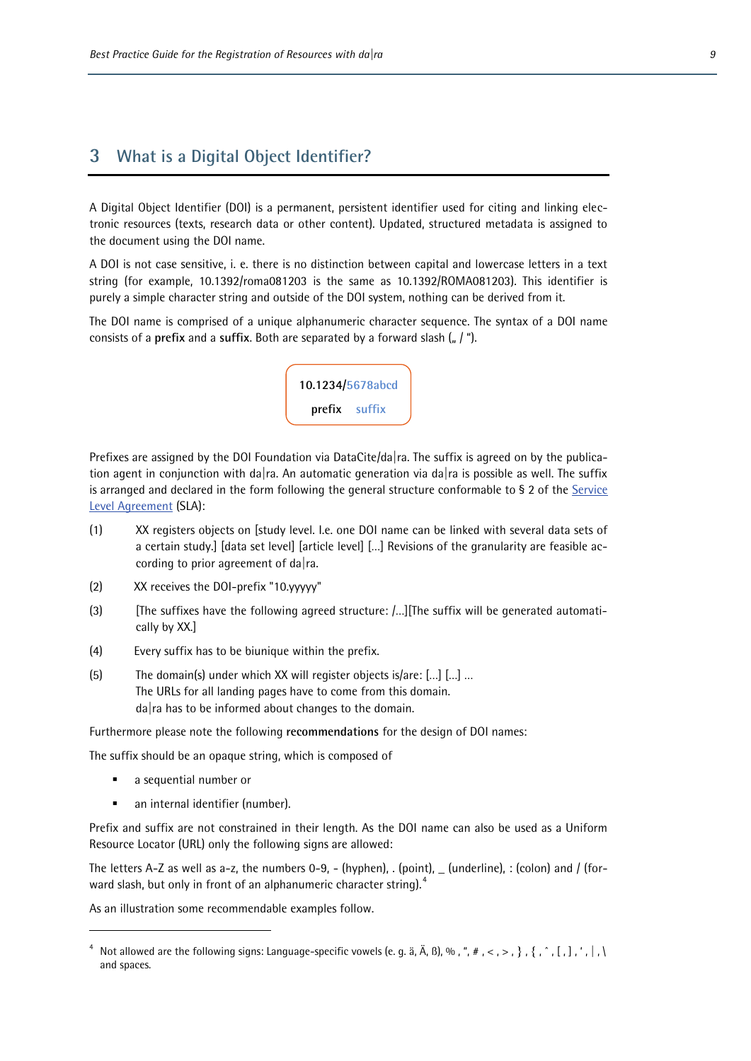## 3 What is a Digital Object Identifier?

A Digital Object Identifier (DOI) is a permanent, persistent identifier used for citing and linking electronic resources (texts, research data or other content). Updated, structured metadata is assigned to the document using the DOI name.

A DOI is not case sensitive, i. e. there is no distinction between capital and lowercase letters in a text string (for example, 10.1392/roma081203 is the same as 10.1392/ROMA081203). This identifier is purely a simple character string and outside of the DOI system, nothing can be derived from it.

The DOI name is comprised of a unique alphanumeric character sequence. The syntax of a DOI name consists of a **prefix** and a **suffix**. Both are separated by a forward slash („ / ").

| 10.1234/ | 5678abcd |
|---|---|
| prefix | suffix |

Prefixes are assigned by the DOI Foundation via DataCite/da|ra. The suffix is agreed on by the publication agent in conjunction with da|ra. An automatic generation via da|ra is possible as well. The suffix is arranged and declared in the form following the general structure conformable to § 2 of the Service Level Agreement (SLA):

(1) XX registers objects on [study level. I.e. one DOI name can be linked with several data sets of a certain study.] [data set level] [article level] […] Revisions of the granularity are feasible according to prior agreement of da|ra.

(2) XX receives the DOI-prefix "10.yyyyy"

(3) [The suffixes have the following agreed structure: /…][The suffix will be generated automatically by XX.]

(4) Every suffix has to be biunique within the prefix.

(5) The domain(s) under which XX will register objects is/are: […] […] …
The URLs for all landing pages have to come from this domain.
da|ra has to be informed about changes to the domain.

Furthermore please note the following **recommendations** for the design of DOI names:

The suffix should be an opaque string, which is composed of

- a sequential number or
- an internal identifier (number).

Prefix and suffix are not constrained in their length. As the DOI name can also be used as a Uniform Resource Locator (URL) only the following signs are allowed:

The letters A-Z as well as a-z, the numbers 0-9, - (hyphen), . (point), _ (underline), : (colon) and / (forward slash, but only in front of an alphanumeric character string).[4]

As an illustration some recommendable examples follow.

---

[4] Not allowed are the following signs: Language-specific vowels (e. g. ä, Ä, ß), % , ", # , < , > , } , { , ^ , [ , ] , ' , | , \ and spaces.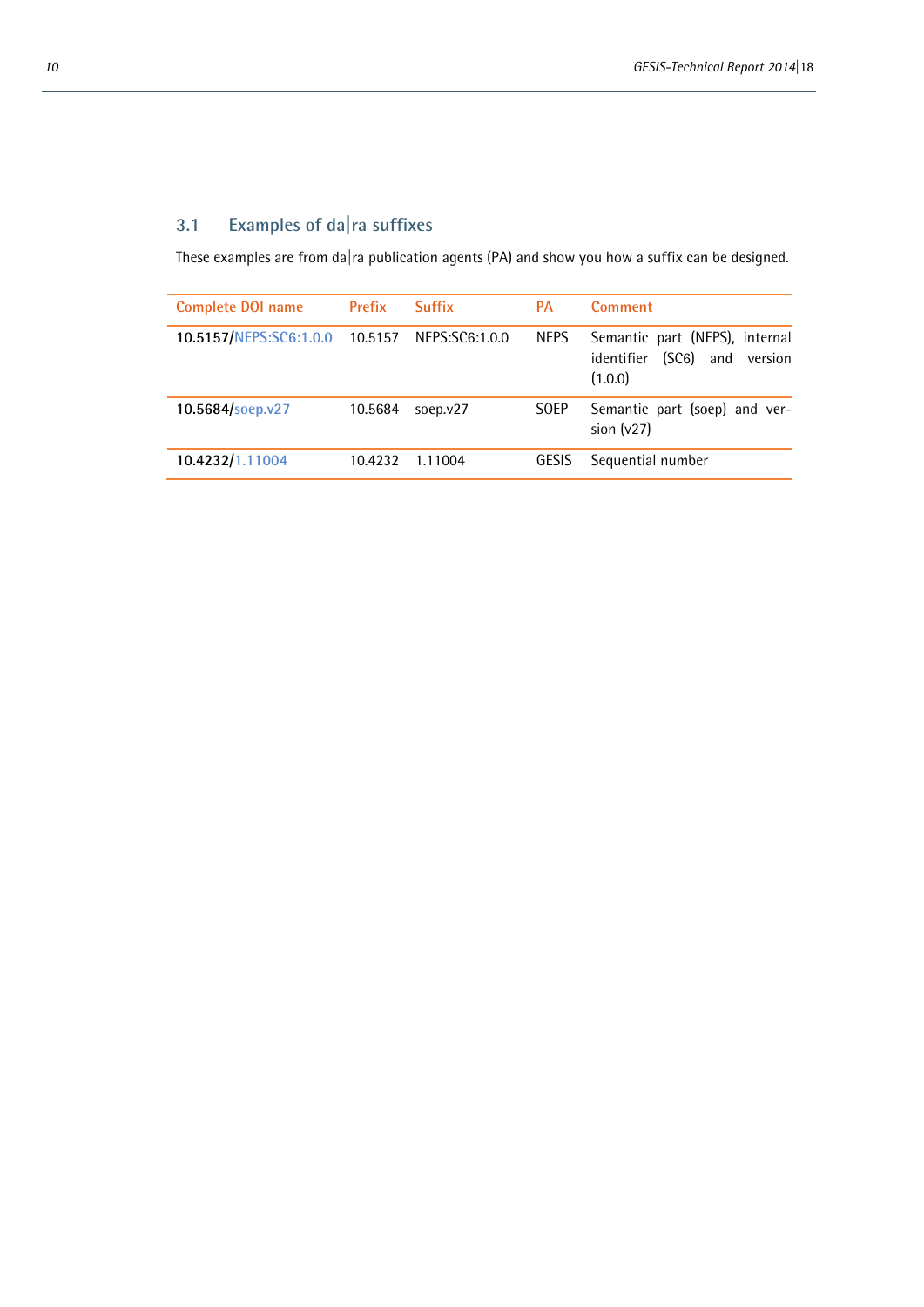## 3.1 Examples of da|ra suffixes

These examples are from da|ra publication agents (PA) and show you how a suffix can be designed.

| Complete DOI name | Prefix | Suffix | PA | Comment |
|---|---|---|---|---|
| **10.5157/NEPS:SC6:1.0.0** | 10.5157 | NEPS:SC6:1.0.0 | NEPS | Semantic part (NEPS), internal identifier (SC6) and version (1.0.0) |
| **10.5684/soep.v27** | 10.5684 | soep.v27 | SOEP | Semantic part (soep) and version (v27) |
| **10.4232/1.11004** | 10.4232 | 1.11004 | GESIS | Sequential number |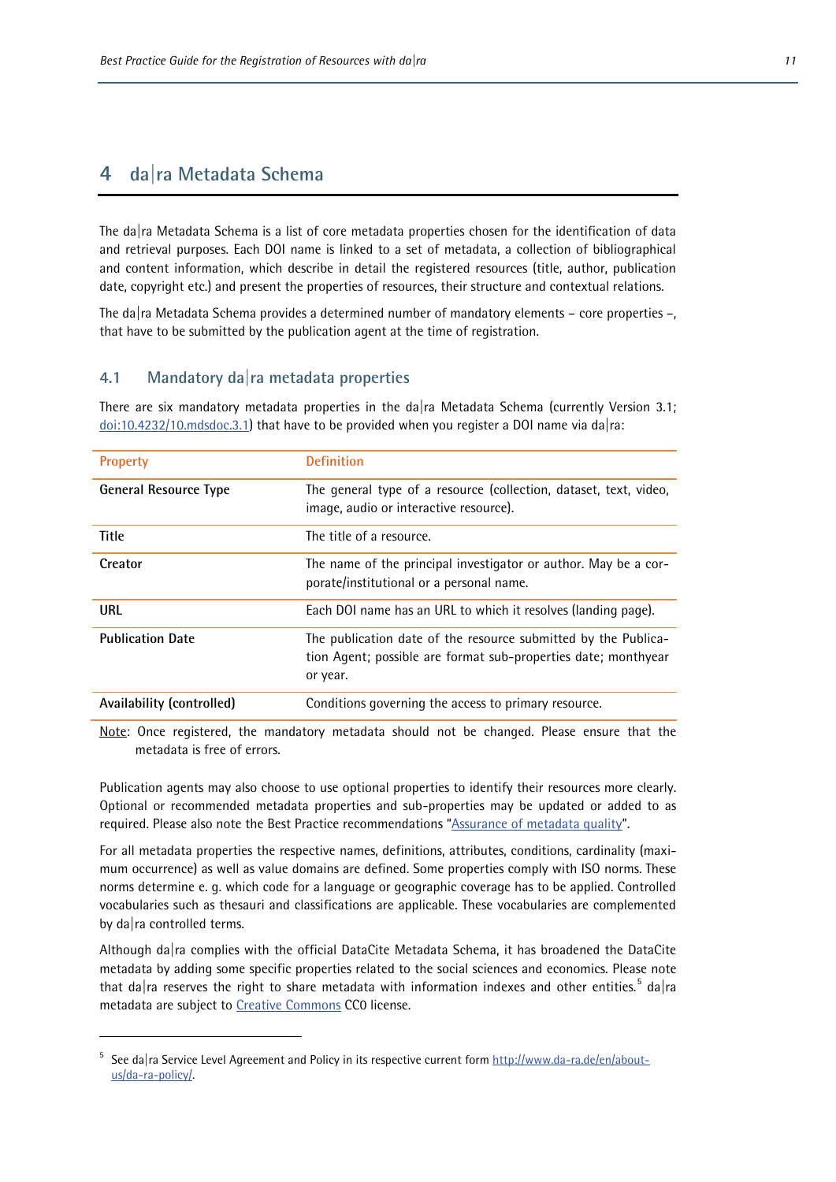# 4 da|ra Metadata Schema

The da|ra Metadata Schema is a list of core metadata properties chosen for the identification of data and retrieval purposes. Each DOI name is linked to a set of metadata, a collection of bibliographical and content information, which describe in detail the registered resources (title, author, publication date, copyright etc.) and present the properties of resources, their structure and contextual relations.

The da|ra Metadata Schema provides a determined number of mandatory elements – core properties –, that have to be submitted by the publication agent at the time of registration.

## 4.1 Mandatory da|ra metadata properties

There are six mandatory metadata properties in the da|ra Metadata Schema (currently Version 3.1; [doi:10.4232/10.mdsdoc.3.1](doi:10.4232/10.mdsdoc.3.1)) that have to be provided when you register a DOI name via da|ra:

| Property | Definition |
|---|---|
| **General Resource Type** | The general type of a resource (collection, dataset, text, video, image, audio or interactive resource). |
| **Title** | The title of a resource. |
| **Creator** | The name of the principal investigator or author. May be a corporate/institutional or a personal name. |
| **URL** | Each DOI name has an URL to which it resolves (landing page). |
| **Publication Date** | The publication date of the resource submitted by the Publication Agent; possible are format sub-properties date; monthyear or year. |
| **Availability (controlled)** | Conditions governing the access to primary resource. |

Note: Once registered, the mandatory metadata should not be changed. Please ensure that the metadata is free of errors.

Publication agents may also choose to use optional properties to identify their resources more clearly. Optional or recommended metadata properties and sub-properties may be updated or added to as required. Please also note the Best Practice recommendations "Assurance of metadata quality".

For all metadata properties the respective names, definitions, attributes, conditions, cardinality (maximum occurrence) as well as value domains are defined. Some properties comply with ISO norms. These norms determine e. g. which code for a language or geographic coverage has to be applied. Controlled vocabularies such as thesauri and classifications are applicable. These vocabularies are complemented by da|ra controlled terms.

Although da|ra complies with the official DataCite Metadata Schema, it has broadened the DataCite metadata by adding some specific properties related to the social sciences and economics. Please note that da|ra reserves the right to share metadata with information indexes and other entities.[5] da|ra metadata are subject to Creative Commons CC0 license.

---

[5] See da|ra Service Level Agreement and Policy in its respective current form [http://www.da-ra.de/en/about-us/da-ra-policy/](http://www.da-ra.de/en/about-us/da-ra-policy/).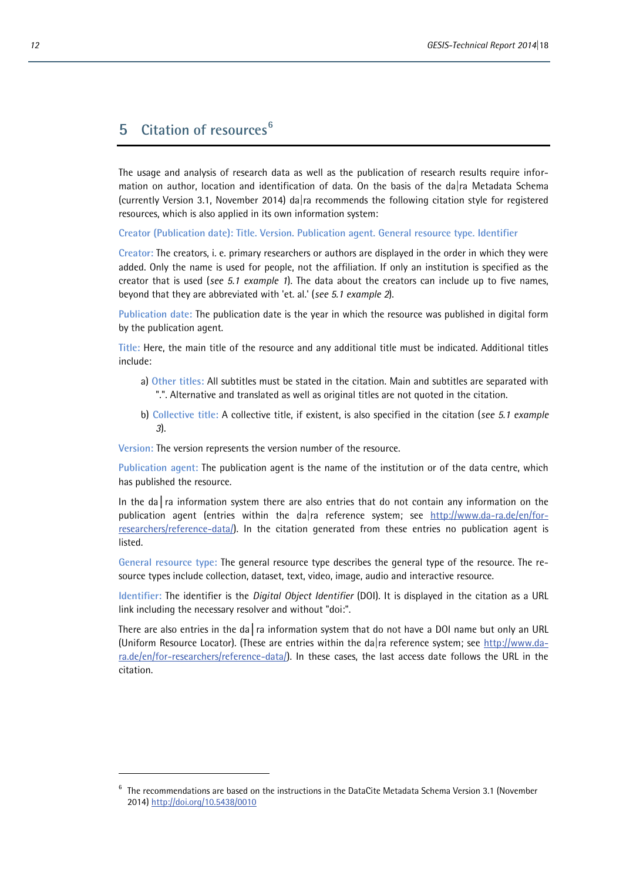# 5 Citation of resources[6]

The usage and analysis of research data as well as the publication of research results require information on author, location and identification of data. On the basis of the da|ra Metadata Schema (currently Version 3.1, November 2014) da|ra recommends the following citation style for registered resources, which is also applied in its own information system:

Creator (Publication date): Title. Version. Publication agent. General resource type. Identifier

Creator: The creators, i. e. primary researchers or authors are displayed in the order in which they were added. Only the name is used for people, not the affiliation. If only an institution is specified as the creator that is used (*see 5.1 example 1*). The data about the creators can include up to five names, beyond that they are abbreviated with 'et. al.' (*see 5.1 example 2*).

Publication date: The publication date is the year in which the resource was published in digital form by the publication agent.

Title: Here, the main title of the resource and any additional title must be indicated. Additional titles include:

a) Other titles: All subtitles must be stated in the citation. Main and subtitles are separated with ".". Alternative and translated as well as original titles are not quoted in the citation.

b) Collective title: A collective title, if existent, is also specified in the citation (*see 5.1 example 3*).

Version: The version represents the version number of the resource.

Publication agent: The publication agent is the name of the institution or of the data centre, which has published the resource.

In the da|ra information system there are also entries that do not contain any information on the publication agent (entries within the da|ra reference system; see http://www.da-ra.de/en/for-researchers/reference-data/). In the citation generated from these entries no publication agent is listed.

General resource type: The general resource type describes the general type of the resource. The resource types include collection, dataset, text, video, image, audio and interactive resource.

Identifier: The identifier is the *Digital Object Identifier* (DOI). It is displayed in the citation as a URL link including the necessary resolver and without "doi:".

There are also entries in the da|ra information system that do not have a DOI name but only an URL (Uniform Resource Locator). (These are entries within the da|ra reference system; see http://www.da-ra.de/en/for-researchers/reference-data/). In these cases, the last access date follows the URL in the citation.

---

[6] The recommendations are based on the instructions in the DataCite Metadata Schema Version 3.1 (November 2014) http://doi.org/10.5438/0010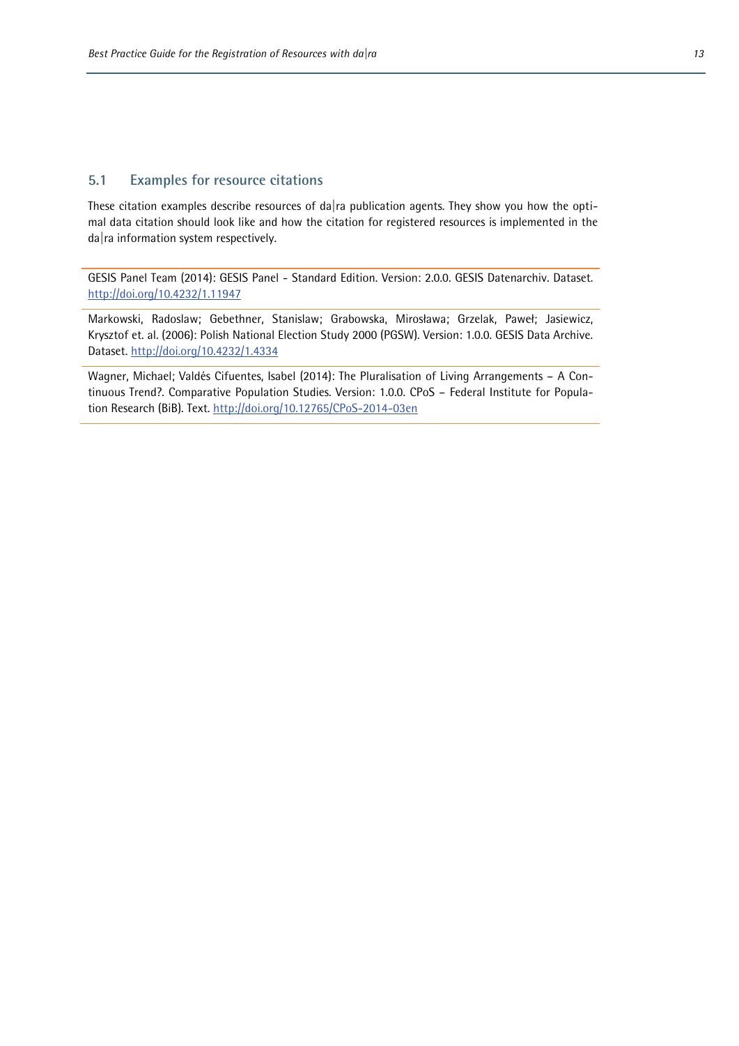## 5.1 Examples for resource citations

These citation examples describe resources of da|ra publication agents. They show you how the optimal data citation should look like and how the citation for registered resources is implemented in the da|ra information system respectively.

GESIS Panel Team (2014): GESIS Panel - Standard Edition. Version: 2.0.0. GESIS Datenarchiv. Dataset. http://doi.org/10.4232/1.11947

Markowski, Radoslaw; Gebethner, Stanislaw; Grabowska, Mirosława; Grzelak, Paweł; Jasiewicz, Krysztof et. al. (2006): Polish National Election Study 2000 (PGSW). Version: 1.0.0. GESIS Data Archive. Dataset. http://doi.org/10.4232/1.4334

Wagner, Michael; Valdés Cifuentes, Isabel (2014): The Pluralisation of Living Arrangements – A Continuous Trend?. Comparative Population Studies. Version: 1.0.0. CPoS – Federal Institute for Population Research (BiB). Text. http://doi.org/10.12765/CPoS-2014-03en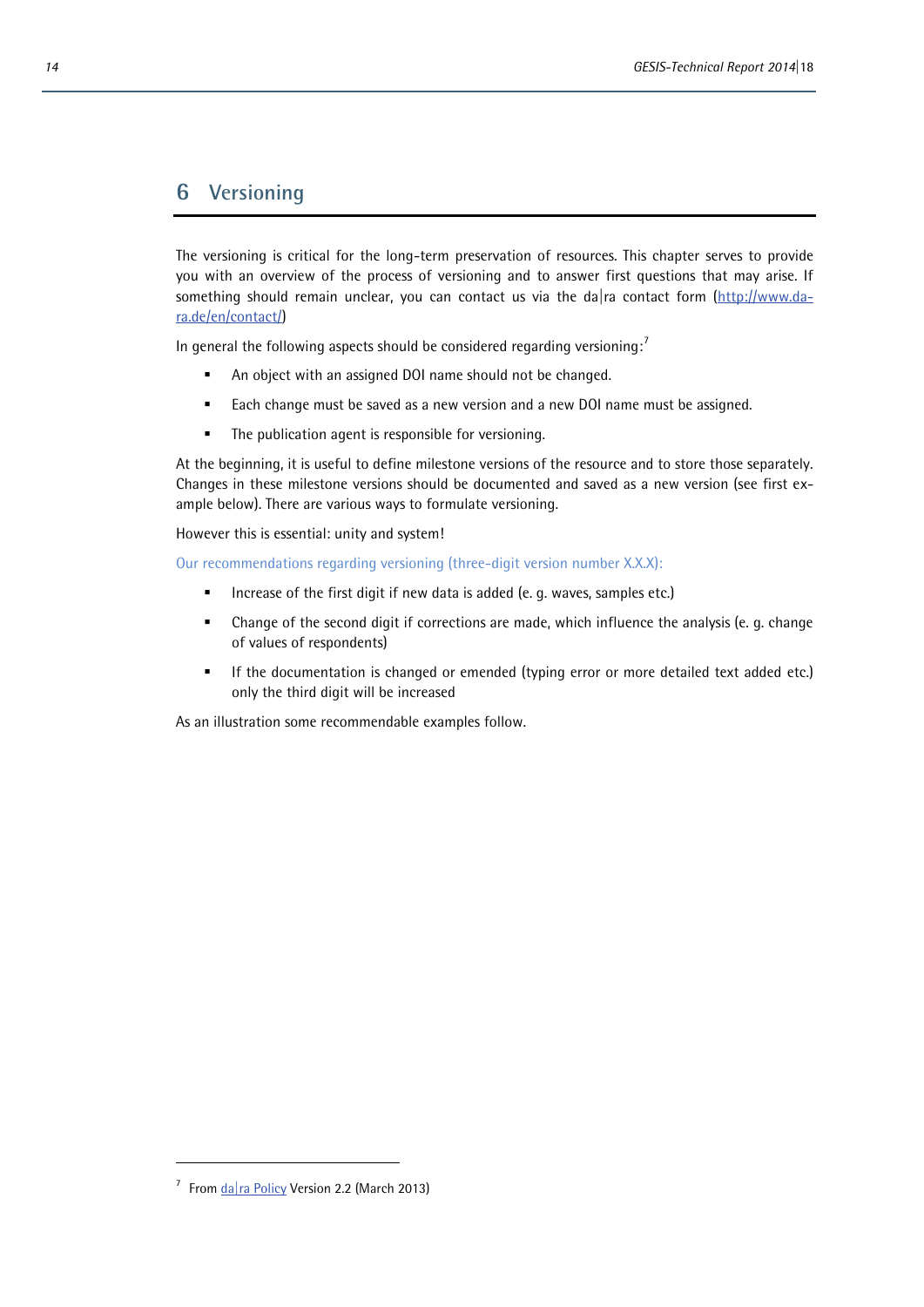# 6 Versioning

The versioning is critical for the long-term preservation of resources. This chapter serves to provide you with an overview of the process of versioning and to answer first questions that may arise. If something should remain unclear, you can contact us via the da|ra contact form (http://www.da-ra.de/en/contact/)

In general the following aspects should be considered regarding versioning:[7]

- An object with an assigned DOI name should not be changed.
- Each change must be saved as a new version and a new DOI name must be assigned.
- The publication agent is responsible for versioning.

At the beginning, it is useful to define milestone versions of the resource and to store those separately. Changes in these milestone versions should be documented and saved as a new version (see first example below). There are various ways to formulate versioning.

However this is essential: unity and system!

Our recommendations regarding versioning (three-digit version number X.X.X):

- Increase of the first digit if new data is added (e. g. waves, samples etc.)
- Change of the second digit if corrections are made, which influence the analysis (e. g. change of values of respondents)
- If the documentation is changed or emended (typing error or more detailed text added etc.) only the third digit will be increased

As an illustration some recommendable examples follow.

---

[7] From da|ra Policy Version 2.2 (March 2013)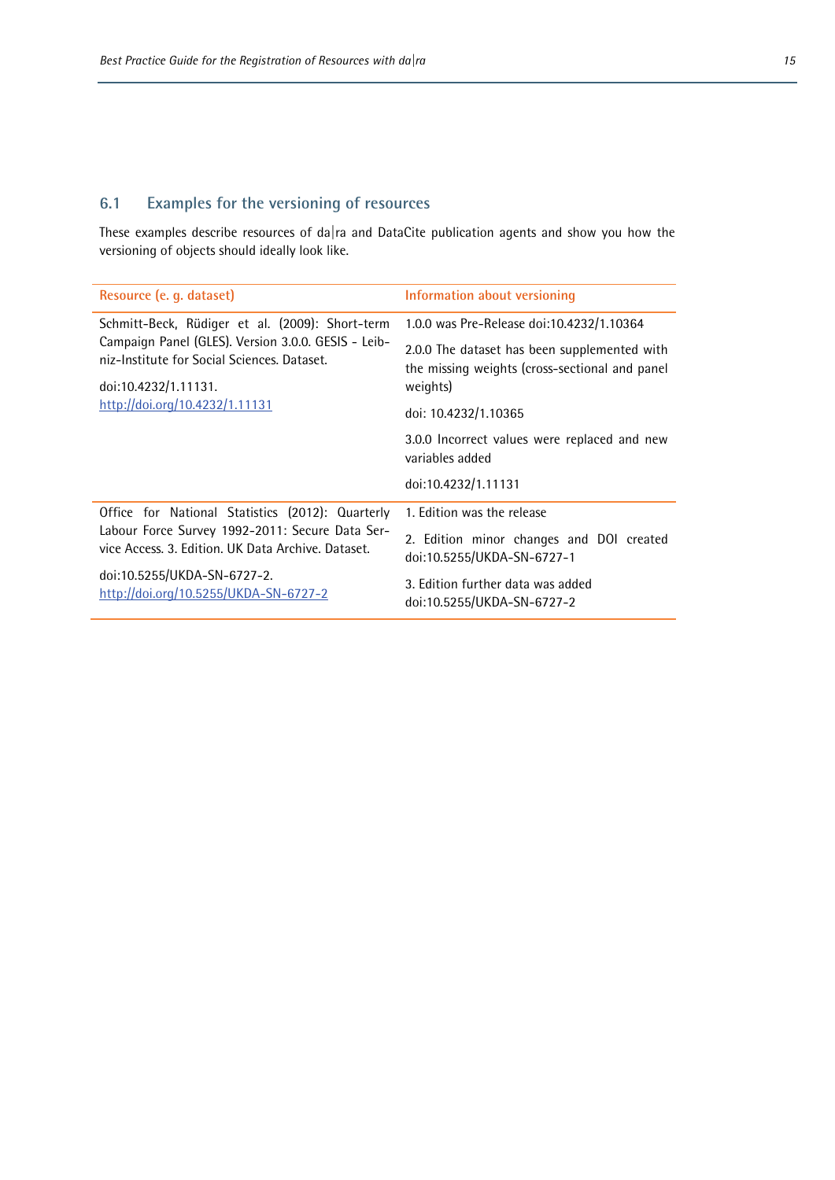## 6.1 Examples for the versioning of resources

These examples describe resources of da|ra and DataCite publication agents and show you how the versioning of objects should ideally look like.

| Resource (e. g. dataset) | Information about versioning |
|---|---|
| Schmitt-Beck, Rüdiger et al. (2009): Short-term Campaign Panel (GLES). Version 3.0.0. GESIS - Leibniz-Institute for Social Sciences. Dataset.<br><br>doi:10.4232/1.11131.<br>http://doi.org/10.4232/1.11131 | 1.0.0 was Pre-Release doi:10.4232/1.10364<br><br>2.0.0 The dataset has been supplemented with the missing weights (cross-sectional and panel weights)<br><br>doi: 10.4232/1.10365<br><br>3.0.0 Incorrect values were replaced and new variables added<br><br>doi:10.4232/1.11131 |
| Office for National Statistics (2012): Quarterly Labour Force Survey 1992-2011: Secure Data Service Access. 3. Edition. UK Data Archive. Dataset.<br><br>doi:10.5255/UKDA-SN-6727-2.<br>http://doi.org/10.5255/UKDA-SN-6727-2 | 1. Edition was the release<br><br>2. Edition minor changes and DOI created doi:10.5255/UKDA-SN-6727-1<br><br>3. Edition further data was added doi:10.5255/UKDA-SN-6727-2 |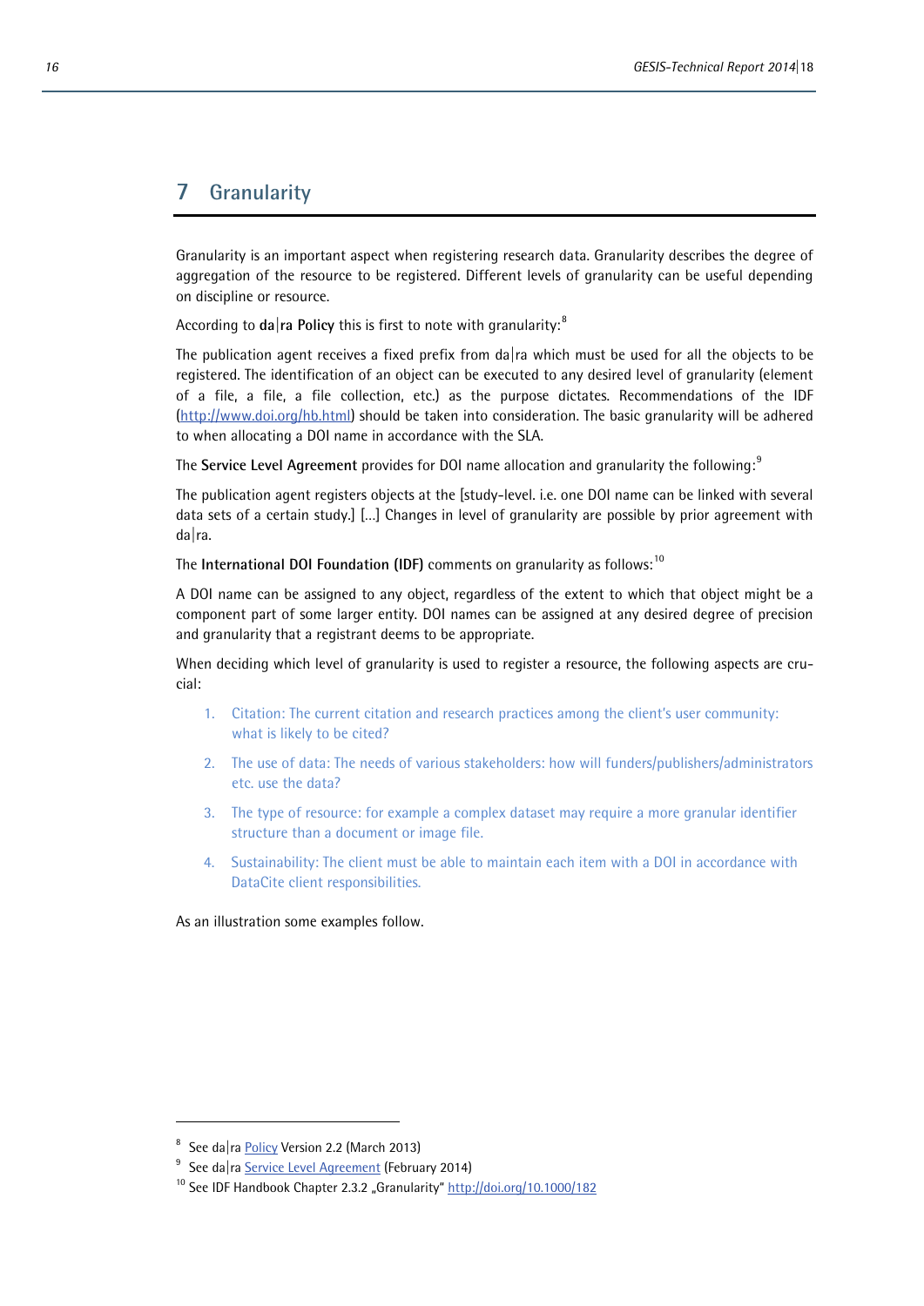# 7 Granularity

Granularity is an important aspect when registering research data. Granularity describes the degree of aggregation of the resource to be registered. Different levels of granularity can be useful depending on discipline or resource.

According to **da|ra Policy** this is first to note with granularity:[8]

The publication agent receives a fixed prefix from da|ra which must be used for all the objects to be registered. The identification of an object can be executed to any desired level of granularity (element of a file, a file, a file collection, etc.) as the purpose dictates. Recommendations of the IDF (http://www.doi.org/hb.html) should be taken into consideration. The basic granularity will be adhered to when allocating a DOI name in accordance with the SLA.

The **Service Level Agreement** provides for DOI name allocation and granularity the following:[9]

The publication agent registers objects at the [study-level. i.e. one DOI name can be linked with several data sets of a certain study.] [...] Changes in level of granularity are possible by prior agreement with da|ra.

The **International DOI Foundation (IDF)** comments on granularity as follows:[10]

A DOI name can be assigned to any object, regardless of the extent to which that object might be a component part of some larger entity. DOI names can be assigned at any desired degree of precision and granularity that a registrant deems to be appropriate.

When deciding which level of granularity is used to register a resource, the following aspects are crucial:

1. Citation: The current citation and research practices among the client's user community: what is likely to be cited?
2. The use of data: The needs of various stakeholders: how will funders/publishers/administrators etc. use the data?
3. The type of resource: for example a complex dataset may require a more granular identifier structure than a document or image file.
4. Sustainability: The client must be able to maintain each item with a DOI in accordance with DataCite client responsibilities.

As an illustration some examples follow.

---

[8] See da|ra Policy Version 2.2 (March 2013)

[9] See da|ra Service Level Agreement (February 2014)

[10] See IDF Handbook Chapter 2.3.2 „Granularity" http://doi.org/10.1000/182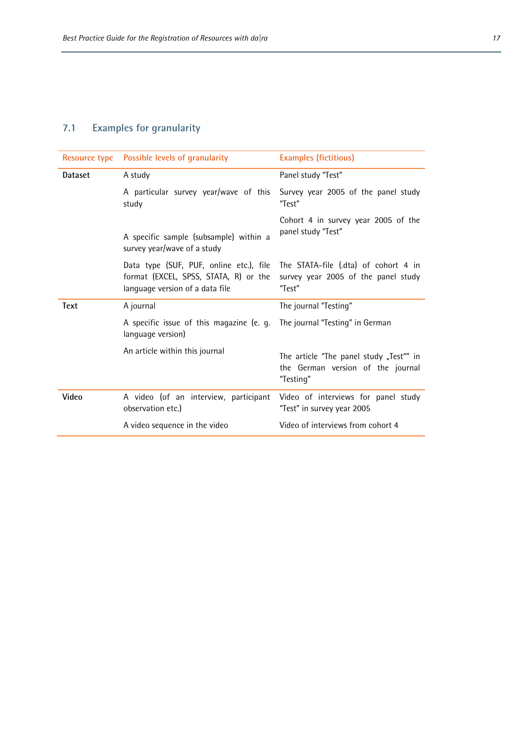## 7.1 Examples for granularity

| Resource type | Possible levels of granularity | Examples (fictitious) |
|---|---|---|
| **Dataset** | A study | Panel study "Test" |
| | A particular survey year/wave of this study | Survey year 2005 of the panel study "Test" |
| | A specific sample (subsample) within a survey year/wave of a study | Cohort 4 in survey year 2005 of the panel study "Test" |
| | Data type (SUF, PUF, online etc.), file format (EXCEL, SPSS, STATA, R) or the language version of a data file | The STATA-file (.dta) of cohort 4 in survey year 2005 of the panel study "Test" |
| **Text** | A journal | The journal "Testing" |
| | A specific issue of this magazine (e. g. language version) | The journal "Testing" in German |
| | An article within this journal | The article "The panel study „Test"" in the German version of the journal "Testing" |
| **Video** | A video (of an interview, participant observation etc.) | Video of interviews for panel study "Test" in survey year 2005 |
| | A video sequence in the video | Video of interviews from cohort 4 |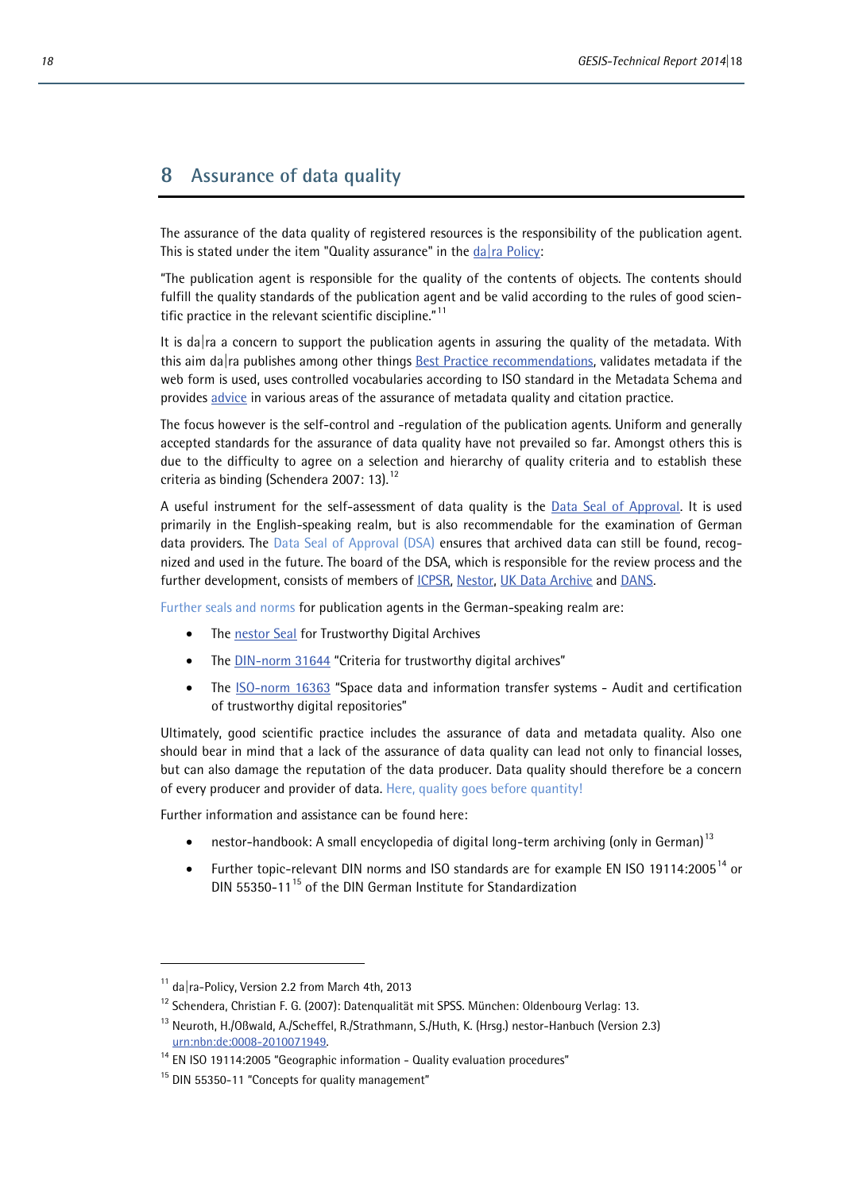# 8 Assurance of data quality

The assurance of the data quality of registered resources is the responsibility of the publication agent. This is stated under the item "Quality assurance" in the da|ra Policy:

"The publication agent is responsible for the quality of the contents of objects. The contents should fulfill the quality standards of the publication agent and be valid according to the rules of good scientific practice in the relevant scientific discipline."[11]

It is da|ra a concern to support the publication agents in assuring the quality of the metadata. With this aim da|ra publishes among other things Best Practice recommendations, validates metadata if the web form is used, uses controlled vocabularies according to ISO standard in the Metadata Schema and provides advice in various areas of the assurance of metadata quality and citation practice.

The focus however is the self-control and -regulation of the publication agents. Uniform and generally accepted standards for the assurance of data quality have not prevailed so far. Amongst others this is due to the difficulty to agree on a selection and hierarchy of quality criteria and to establish these criteria as binding (Schendera 2007: 13).[12]

A useful instrument for the self-assessment of data quality is the Data Seal of Approval. It is used primarily in the English-speaking realm, but is also recommendable for the examination of German data providers. The Data Seal of Approval (DSA) ensures that archived data can still be found, recognized and used in the future. The board of the DSA, which is responsible for the review process and the further development, consists of members of ICPSR, Nestor, UK Data Archive and DANS.

Further seals and norms for publication agents in the German-speaking realm are:

- The nestor Seal for Trustworthy Digital Archives
- The DIN-norm 31644 "Criteria for trustworthy digital archives"
- The ISO-norm 16363 "Space data and information transfer systems - Audit and certification of trustworthy digital repositories"

Ultimately, good scientific practice includes the assurance of data and metadata quality. Also one should bear in mind that a lack of the assurance of data quality can lead not only to financial losses, but can also damage the reputation of the data producer. Data quality should therefore be a concern of every producer and provider of data. Here, quality goes before quantity!

Further information and assistance can be found here:

- nestor-handbook: A small encyclopedia of digital long-term archiving (only in German)[13]
- Further topic-relevant DIN norms and ISO standards are for example EN ISO 19114:2005[14] or DIN 55350-11[15] of the DIN German Institute for Standardization

---

[11] da|ra-Policy, Version 2.2 from March 4th, 2013

[12] Schendera, Christian F. G. (2007): Datenqualität mit SPSS. München: Oldenbourg Verlag: 13.

[13] Neuroth, H./Oßwald, A./Scheffel, R./Strathmann, S./Huth, K. (Hrsg.) nestor-Hanbuch (Version 2.3) urn:nbn:de:0008-2010071949.

[14] EN ISO 19114:2005 "Geographic information - Quality evaluation procedures"

[15] DIN 55350-11 "Concepts for quality management"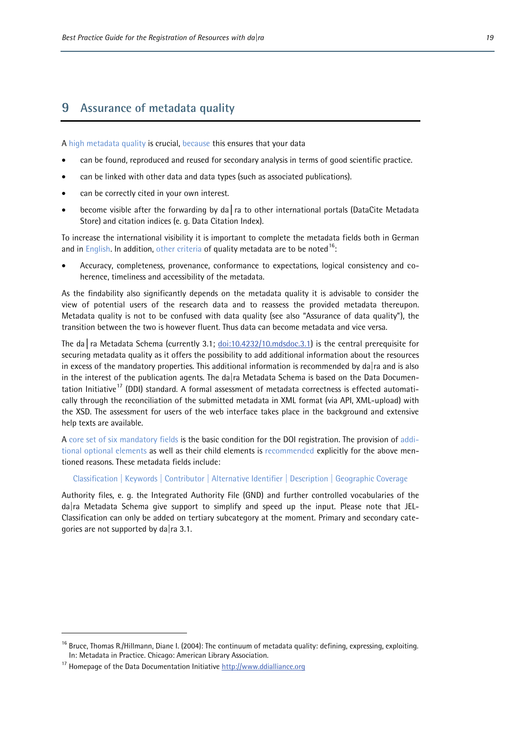# 9 Assurance of metadata quality

A high metadata quality is crucial, because this ensures that your data

- can be found, reproduced and reused for secondary analysis in terms of good scientific practice.
- can be linked with other data and data types (such as associated publications).
- can be correctly cited in your own interest.
- become visible after the forwarding by da|ra to other international portals (DataCite Metadata Store) and citation indices (e. g. Data Citation Index).

To increase the international visibility it is important to complete the metadata fields both in German and in English. In addition, other criteria of quality metadata are to be noted[16]:

- Accuracy, completeness, provenance, conformance to expectations, logical consistency and coherence, timeliness and accessibility of the metadata.

As the findability also significantly depends on the metadata quality it is advisable to consider the view of potential users of the research data and to reassess the provided metadata thereupon. Metadata quality is not to be confused with data quality (see also "Assurance of data quality"), the transition between the two is however fluent. Thus data can become metadata and vice versa.

The da|ra Metadata Schema (currently 3.1; doi:10.4232/10.mdsdoc.3.1) is the central prerequisite for securing metadata quality as it offers the possibility to add additional information about the resources in excess of the mandatory properties. This additional information is recommended by da|ra and is also in the interest of the publication agents. The da|ra Metadata Schema is based on the Data Documentation Initiative[17] (DDI) standard. A formal assessment of metadata correctness is effected automatically through the reconciliation of the submitted metadata in XML format (via API, XML-upload) with the XSD. The assessment for users of the web interface takes place in the background and extensive help texts are available.

A core set of six mandatory fields is the basic condition for the DOI registration. The provision of additional optional elements as well as their child elements is recommended explicitly for the above mentioned reasons. These metadata fields include:

Classification | Keywords | Contributor | Alternative Identifier | Description | Geographic Coverage

Authority files, e. g. the Integrated Authority File (GND) and further controlled vocabularies of the da|ra Metadata Schema give support to simplify and speed up the input. Please note that JEL-Classification can only be added on tertiary subcategory at the moment. Primary and secondary categories are not supported by da|ra 3.1.

---

[16] Bruce, Thomas R./Hillmann, Diane I. (2004): The continuum of metadata quality: defining, expressing, exploiting. In: Metadata in Practice. Chicago: American Library Association.

[17] Homepage of the Data Documentation Initiative http://www.ddialliance.org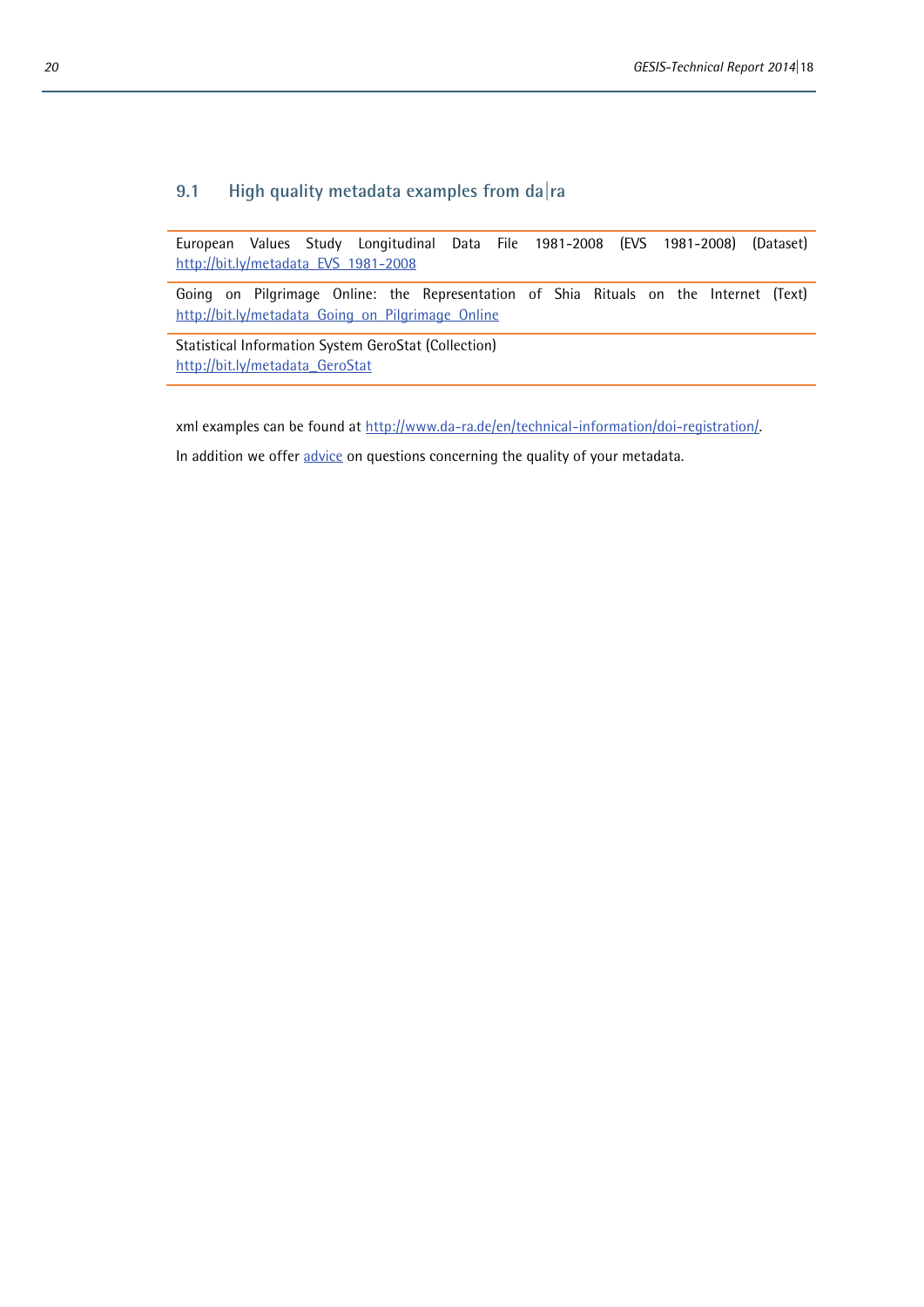## 9.1 High quality metadata examples from da|ra

European Values Study Longitudinal Data File 1981-2008 (EVS 1981-2008) (Dataset)
http://bit.ly/metadata_EVS_1981-2008

Going on Pilgrimage Online: the Representation of Shia Rituals on the Internet (Text)
http://bit.ly/metadata_Going_on_Pilgrimage_Online

Statistical Information System GeroStat (Collection)
http://bit.ly/metadata_GeroStat

xml examples can be found at http://www.da-ra.de/en/technical-information/doi-registration/.

In addition we offer advice on questions concerning the quality of your metadata.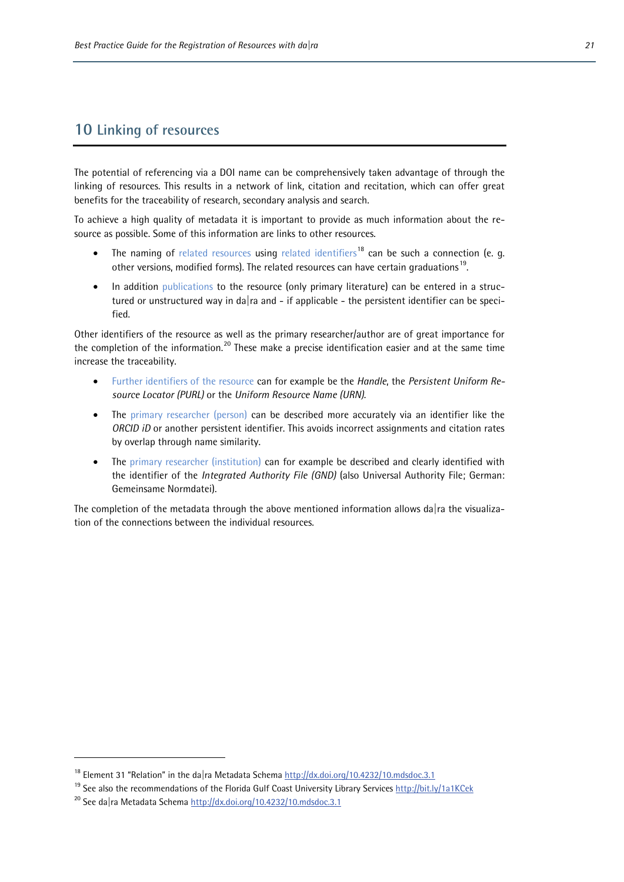# 10 Linking of resources

The potential of referencing via a DOI name can be comprehensively taken advantage of through the linking of resources. This results in a network of link, citation and recitation, which can offer great benefits for the traceability of research, secondary analysis and search.

To achieve a high quality of metadata it is important to provide as much information about the resource as possible. Some of this information are links to other resources.

- The naming of related resources using related identifiers[18] can be such a connection (e. g. other versions, modified forms). The related resources can have certain graduations[19].
- In addition publications to the resource (only primary literature) can be entered in a structured or unstructured way in da|ra and - if applicable - the persistent identifier can be specified.

Other identifiers of the resource as well as the primary researcher/author are of great importance for the completion of the information.[20] These make a precise identification easier and at the same time increase the traceability.

- Further identifiers of the resource can for example be the *Handle*, the *Persistent Uniform Resource Locator (PURL)* or the *Uniform Resource Name (URN).*
- The primary researcher (person) can be described more accurately via an identifier like the *ORCID iD* or another persistent identifier. This avoids incorrect assignments and citation rates by overlap through name similarity.
- The primary researcher (institution) can for example be described and clearly identified with the identifier of the *Integrated Authority File (GND)* (also Universal Authority File; German: Gemeinsame Normdatei).

The completion of the metadata through the above mentioned information allows da|ra the visualization of the connections between the individual resources.

---

[18] Element 31 "Relation" in the da|ra Metadata Schema http://dx.doi.org/10.4232/10.mdsdoc.3.1

[19] See also the recommendations of the Florida Gulf Coast University Library Services http://bit.ly/1a1KCek

[20] See da|ra Metadata Schema http://dx.doi.org/10.4232/10.mdsdoc.3.1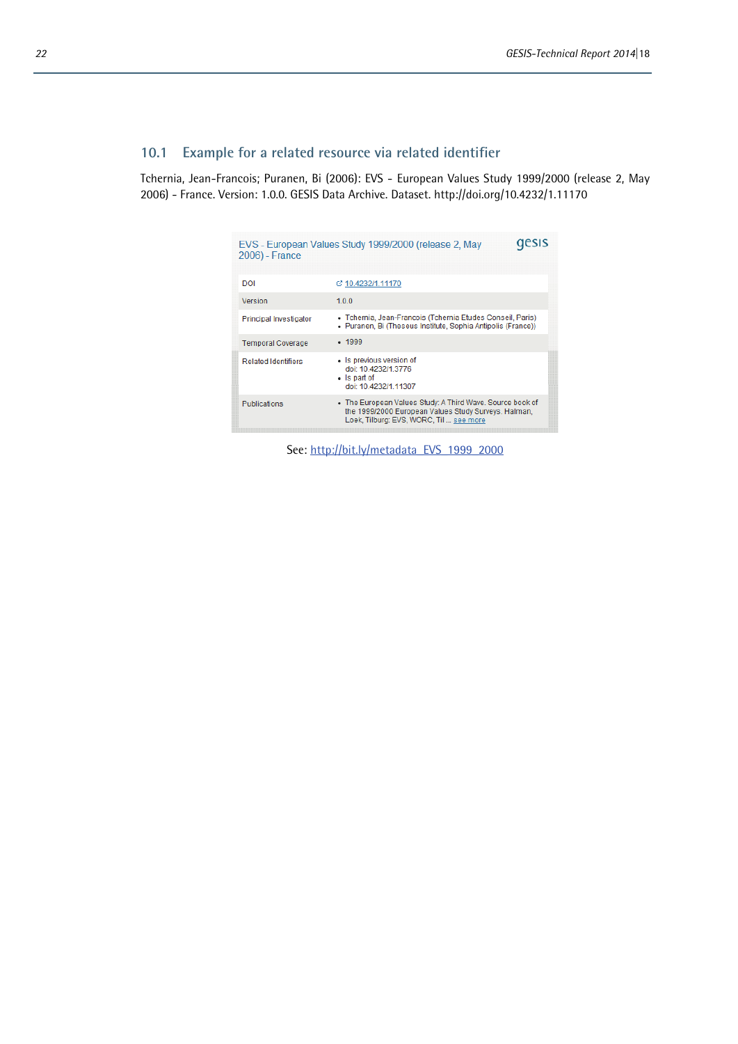### 10.1 Example for a related resource via related identifier

Tchernia, Jean-Francois; Puranen, Bi (2006): EVS - European Values Study 1999/2000 (release 2, May 2006) - France. Version: 1.0.0. GESIS Data Archive. Dataset. http://doi.org/10.4232/1.11170

EVS - European Values Study 1999/2000 (release 2, May 2006) - France

gesis

| | |
|---|---|
| DOI | 10.4232/1.11170 |
| Version | 1.0.0 |
| Principal Investigator | • Tchernia, Jean-Francois (Tchernia Etudes Conseil, Paris)<br>• Puranen, Bi (Theseus Institute, Sophia Antipolis (France)) |
| Temporal Coverage | • 1999 |
| Related Identifiers | • Is previous version of doi: 10.4232/1.3776<br>• Is part of doi: 10.4232/1.11307 |
| Publications | • The European Values Study: A Third Wave. Source book of the 1999/2000 European Values Study Surveys. Halman, Loek, Tilburg: EVS, WORC, Til ... see more |

See: http://bit.ly/metadata_EVS_1999_2000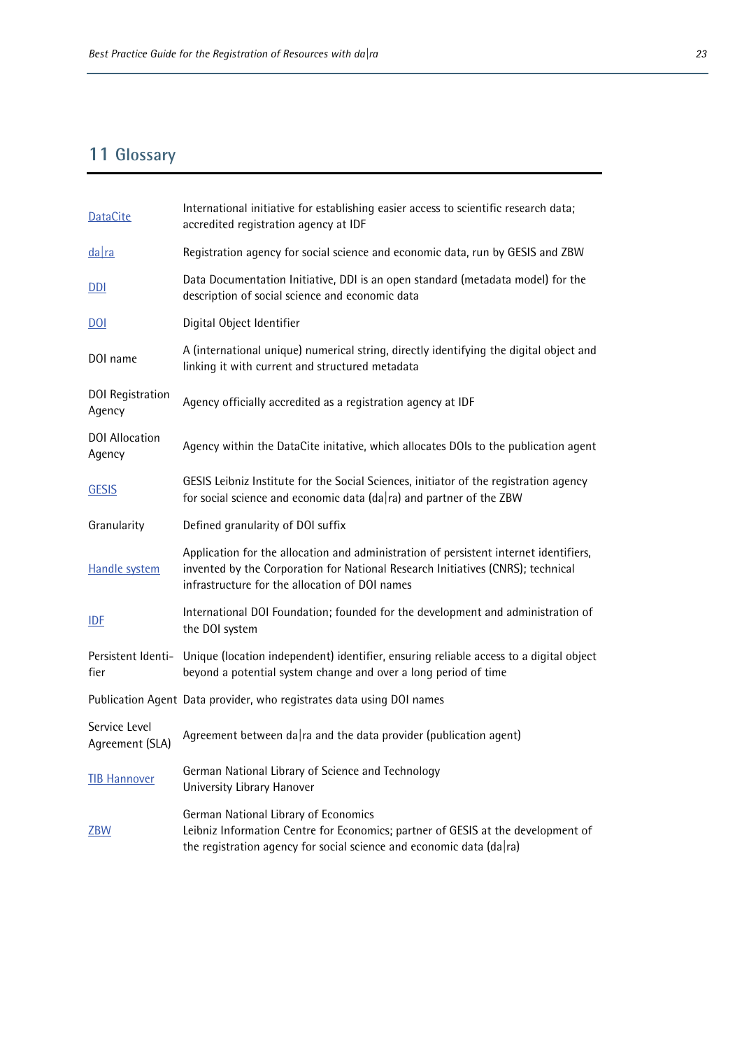# 11 Glossary

| | |
|---|---|
| DataCite | International initiative for establishing easier access to scientific research data; accredited registration agency at IDF |
| da\|ra | Registration agency for social science and economic data, run by GESIS and ZBW |
| DDI | Data Documentation Initiative, DDI is an open standard (metadata model) for the description of social science and economic data |
| DOI | Digital Object Identifier |
| DOI name | A (international unique) numerical string, directly identifying the digital object and linking it with current and structured metadata |
| DOI Registration Agency | Agency officially accredited as a registration agency at IDF |
| DOI Allocation Agency | Agency within the DataCite initative, which allocates DOIs to the publication agent |
| GESIS | GESIS Leibniz Institute for the Social Sciences, initiator of the registration agency for social science and economic data (da\|ra) and partner of the ZBW |
| Granularity | Defined granularity of DOI suffix |
| Handle system | Application for the allocation and administration of persistent internet identifiers, invented by the Corporation for National Research Initiatives (CNRS); technical infrastructure for the allocation of DOI names |
| IDF | International DOI Foundation; founded for the development and administration of the DOI system |
| Persistent Identifier | Unique (location independent) identifier, ensuring reliable access to a digital object beyond a potential system change and over a long period of time |
| Publication Agent | Data provider, who registrates data using DOI names |
| Service Level Agreement (SLA) | Agreement between da\|ra and the data provider (publication agent) |
| TIB Hannover | German National Library of Science and Technology<br>University Library Hanover |
| ZBW | German National Library of Economics<br>Leibniz Information Centre for Economics; partner of GESIS at the development of the registration agency for social science and economic data (da\|ra) |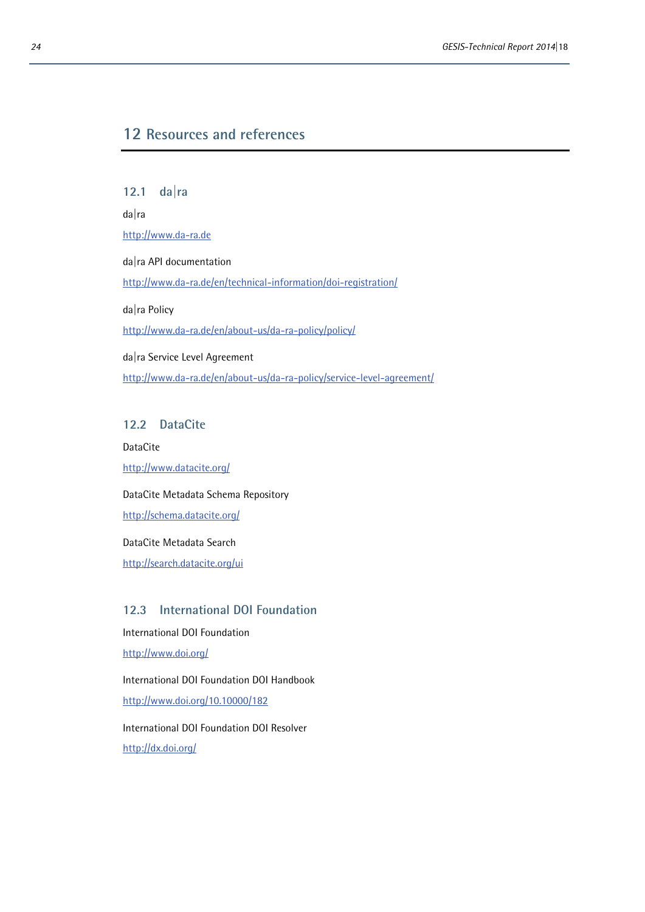# 12 Resources and references

## 12.1 da|ra

da|ra

http://www.da-ra.de

da|ra API documentation

http://www.da-ra.de/en/technical-information/doi-registration/

da|ra Policy

http://www.da-ra.de/en/about-us/da-ra-policy/policy/

da|ra Service Level Agreement

http://www.da-ra.de/en/about-us/da-ra-policy/service-level-agreement/

## 12.2 DataCite

DataCite

http://www.datacite.org/

DataCite Metadata Schema Repository

http://schema.datacite.org/

DataCite Metadata Search

http://search.datacite.org/ui

## 12.3 International DOI Foundation

International DOI Foundation

http://www.doi.org/

International DOI Foundation DOI Handbook

http://www.doi.org/10.10000/182

International DOI Foundation DOI Resolver

http://dx.doi.org/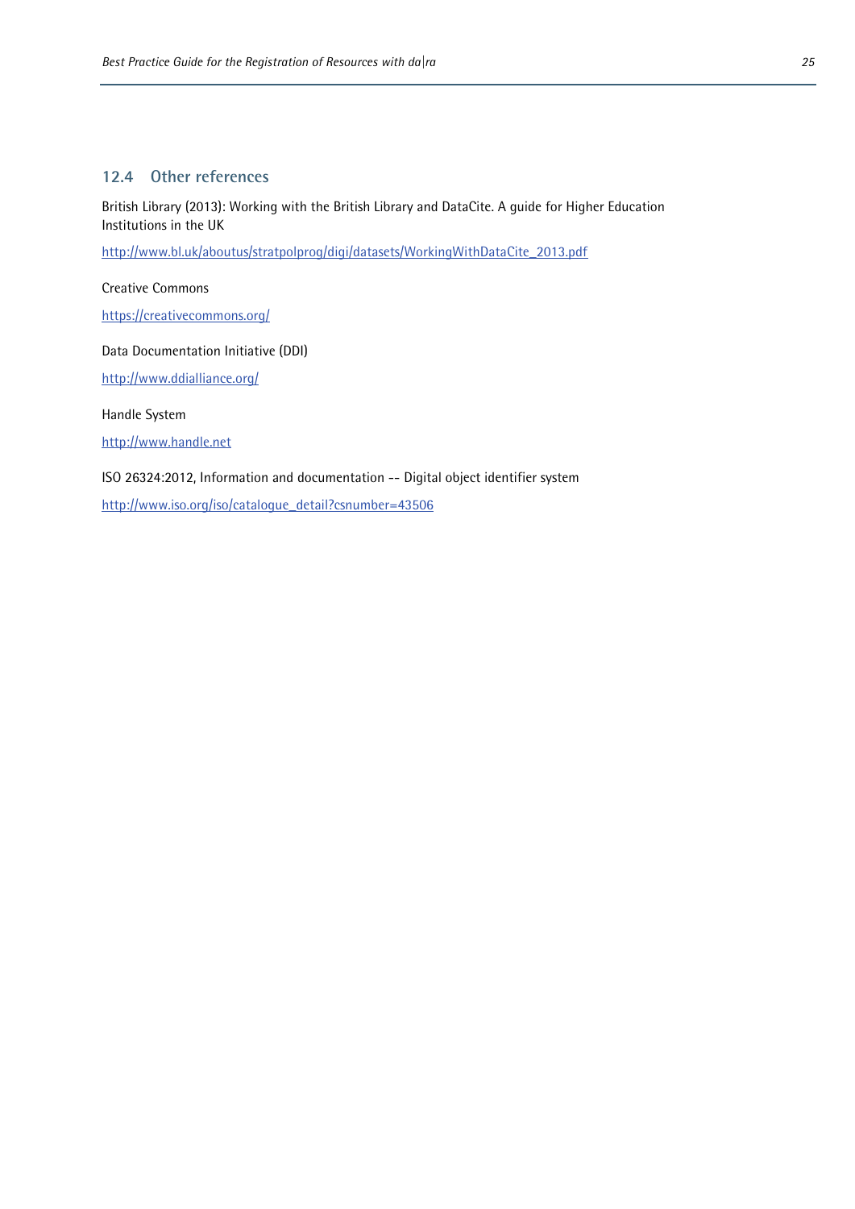## 12.4 Other references

British Library (2013): Working with the British Library and DataCite. A guide for Higher Education Institutions in the UK

http://www.bl.uk/aboutus/stratpolprog/digi/datasets/WorkingWithDataCite_2013.pdf

Creative Commons

https://creativecommons.org/

Data Documentation Initiative (DDI)

http://www.ddialliance.org/

Handle System

http://www.handle.net

ISO 26324:2012, Information and documentation -- Digital object identifier system

http://www.iso.org/iso/catalogue_detail?csnumber=43506